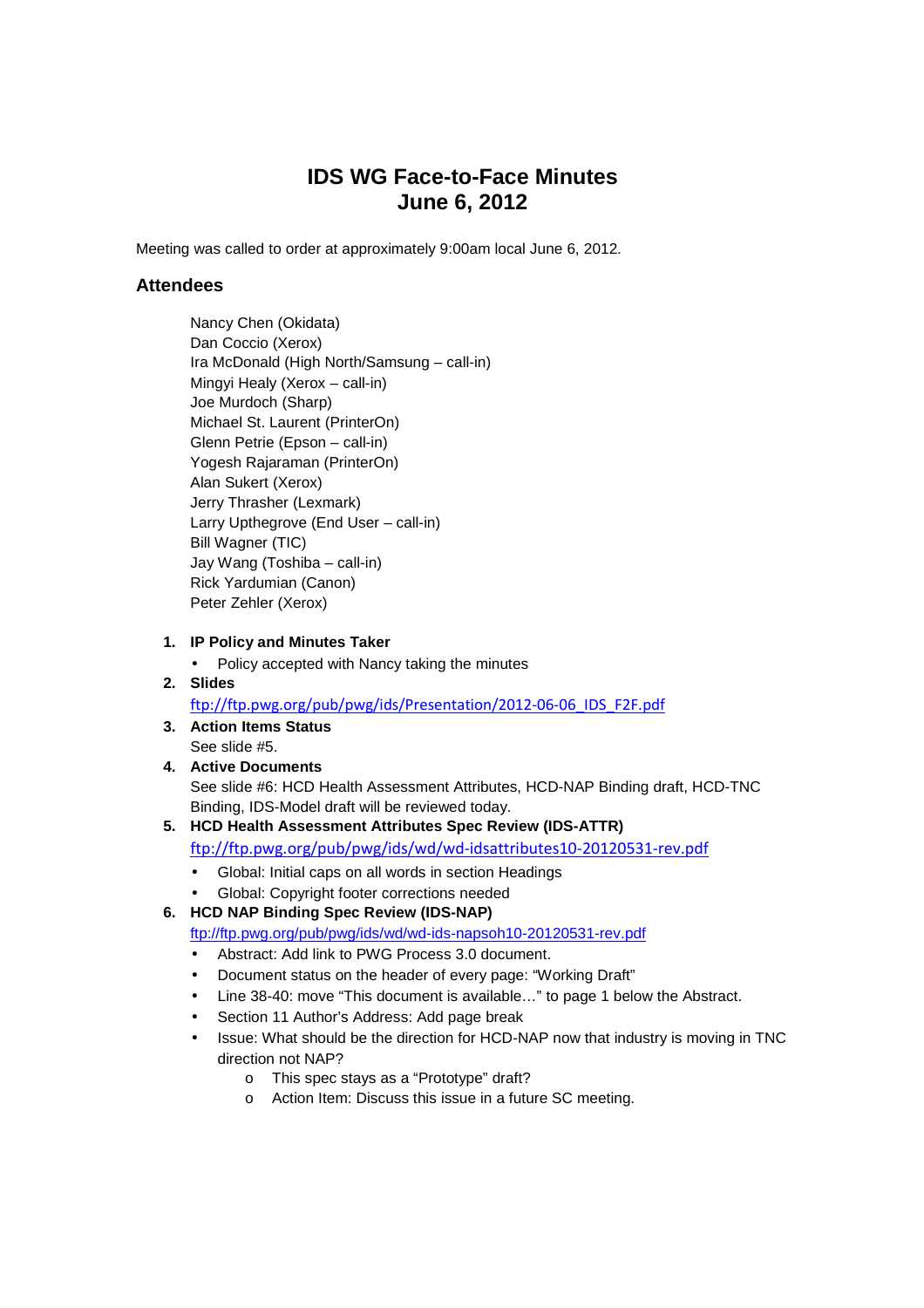# IDS WG Face-to-Face Minutes
# June 6, 2012

Meeting was called to order at approximately 9:00am local June 6, 2012.

## Attendees

Nancy Chen (Okidata)
Dan Coccio (Xerox)
Ira McDonald (High North/Samsung – call-in)
Mingyi Healy (Xerox – call-in)
Joe Murdoch (Sharp)
Michael St. Laurent (PrinterOn)
Glenn Petrie (Epson – call-in)
Yogesh Rajaraman (PrinterOn)
Alan Sukert (Xerox)
Jerry Thrasher (Lexmark)
Larry Upthegrove (End User – call-in)
Bill Wagner (TIC)
Jay Wang (Toshiba – call-in)
Rick Yardumian (Canon)
Peter Zehler (Xerox)

1. **IP Policy and Minutes Taker**
   - Policy accepted with Nancy taking the minutes
2. **Slides**
   ftp://ftp.pwg.org/pub/pwg/ids/Presentation/2012-06-06_IDS_F2F.pdf
3. **Action Items Status**
   See slide #5.
4. **Active Documents**
   See slide #6: HCD Health Assessment Attributes, HCD-NAP Binding draft, HCD-TNC Binding, IDS-Model draft will be reviewed today.
5. **HCD Health Assessment Attributes Spec Review (IDS-ATTR)**
   ftp://ftp.pwg.org/pub/pwg/ids/wd/wd-idsattributes10-20120531-rev.pdf
   - Global: Initial caps on all words in section Headings
   - Global: Copyright footer corrections needed
6. **HCD NAP Binding Spec Review (IDS-NAP)**
   ftp://ftp.pwg.org/pub/pwg/ids/wd/wd-ids-napsoh10-20120531-rev.pdf
   - Abstract: Add link to PWG Process 3.0 document.
   - Document status on the header of every page: "Working Draft"
   - Line 38-40: move "This document is available…" to page 1 below the Abstract.
   - Section 11 Author's Address: Add page break
   - Issue: What should be the direction for HCD-NAP now that industry is moving in TNC direction not NAP?
     - This spec stays as a "Prototype" draft?
     - Action Item: Discuss this issue in a future SC meeting.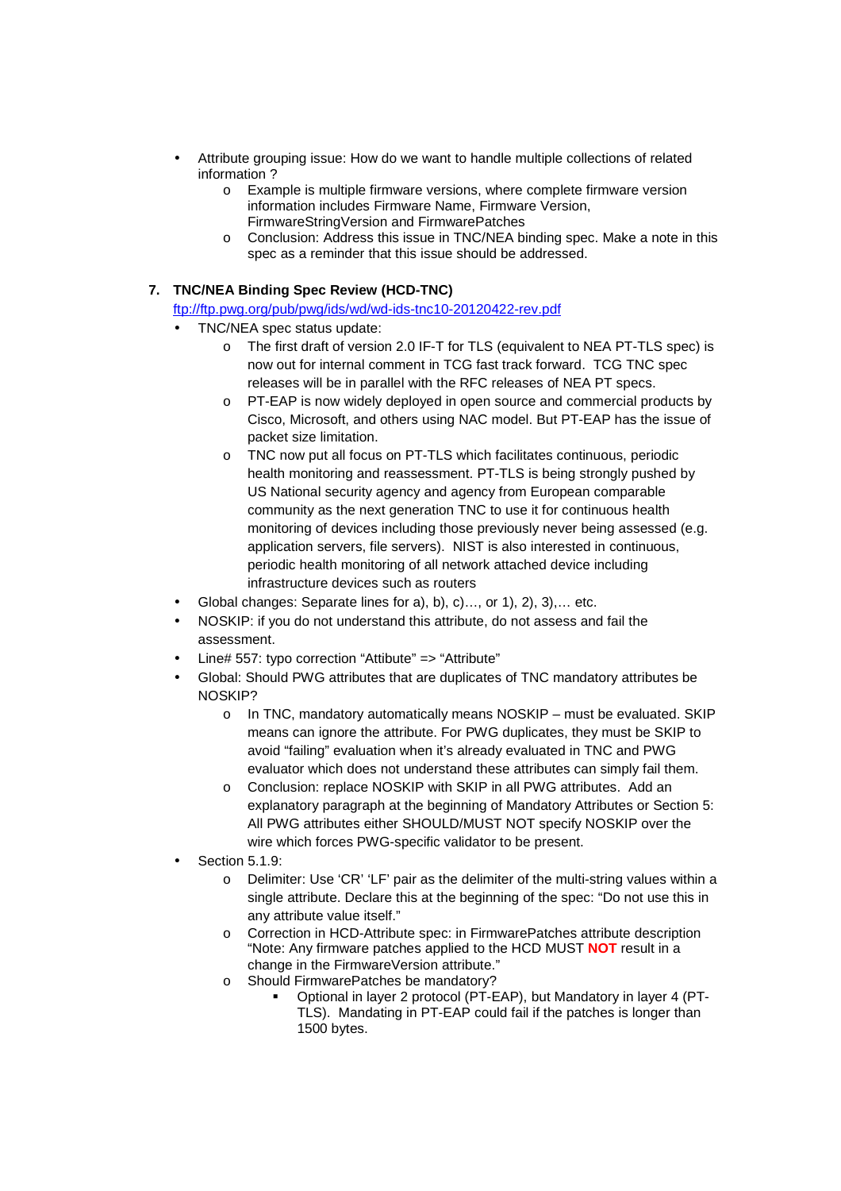- Attribute grouping issue: How do we want to handle multiple collections of related information ?
  - Example is multiple firmware versions, where complete firmware version information includes Firmware Name, Firmware Version, FirmwareStringVersion and FirmwarePatches
  - Conclusion: Address this issue in TNC/NEA binding spec. Make a note in this spec as a reminder that this issue should be addressed.

**7. TNC/NEA Binding Spec Review (HCD-TNC)**

ftp://ftp.pwg.org/pub/pwg/ids/wd/wd-ids-tnc10-20120422-rev.pdf

- TNC/NEA spec status update:
  - The first draft of version 2.0 IF-T for TLS (equivalent to NEA PT-TLS spec) is now out for internal comment in TCG fast track forward. TCG TNC spec releases will be in parallel with the RFC releases of NEA PT specs.
  - PT-EAP is now widely deployed in open source and commercial products by Cisco, Microsoft, and others using NAC model. But PT-EAP has the issue of packet size limitation.
  - TNC now put all focus on PT-TLS which facilitates continuous, periodic health monitoring and reassessment. PT-TLS is being strongly pushed by US National security agency and agency from European comparable community as the next generation TNC to use it for continuous health monitoring of devices including those previously never being assessed (e.g. application servers, file servers). NIST is also interested in continuous, periodic health monitoring of all network attached device including infrastructure devices such as routers
- Global changes: Separate lines for a), b), c)…, or 1), 2), 3),… etc.
- NOSKIP: if you do not understand this attribute, do not assess and fail the assessment.
- Line# 557: typo correction “Attibute” => “Attribute”
- Global: Should PWG attributes that are duplicates of TNC mandatory attributes be NOSKIP?
  - In TNC, mandatory automatically means NOSKIP – must be evaluated. SKIP means can ignore the attribute. For PWG duplicates, they must be SKIP to avoid “failing” evaluation when it’s already evaluated in TNC and PWG evaluator which does not understand these attributes can simply fail them.
  - Conclusion: replace NOSKIP with SKIP in all PWG attributes. Add an explanatory paragraph at the beginning of Mandatory Attributes or Section 5: All PWG attributes either SHOULD/MUST NOT specify NOSKIP over the wire which forces PWG-specific validator to be present.
- Section 5.1.9:
  - Delimiter: Use ‘CR’ ‘LF’ pair as the delimiter of the multi-string values within a single attribute. Declare this at the beginning of the spec: “Do not use this in any attribute value itself.”
  - Correction in HCD-Attribute spec: in FirmwarePatches attribute description “Note: Any firmware patches applied to the HCD MUST **NOT** result in a change in the FirmwareVersion attribute.”
  - Should FirmwarePatches be mandatory?
    - Optional in layer 2 protocol (PT-EAP), but Mandatory in layer 4 (PT-TLS). Mandating in PT-EAP could fail if the patches is longer than 1500 bytes.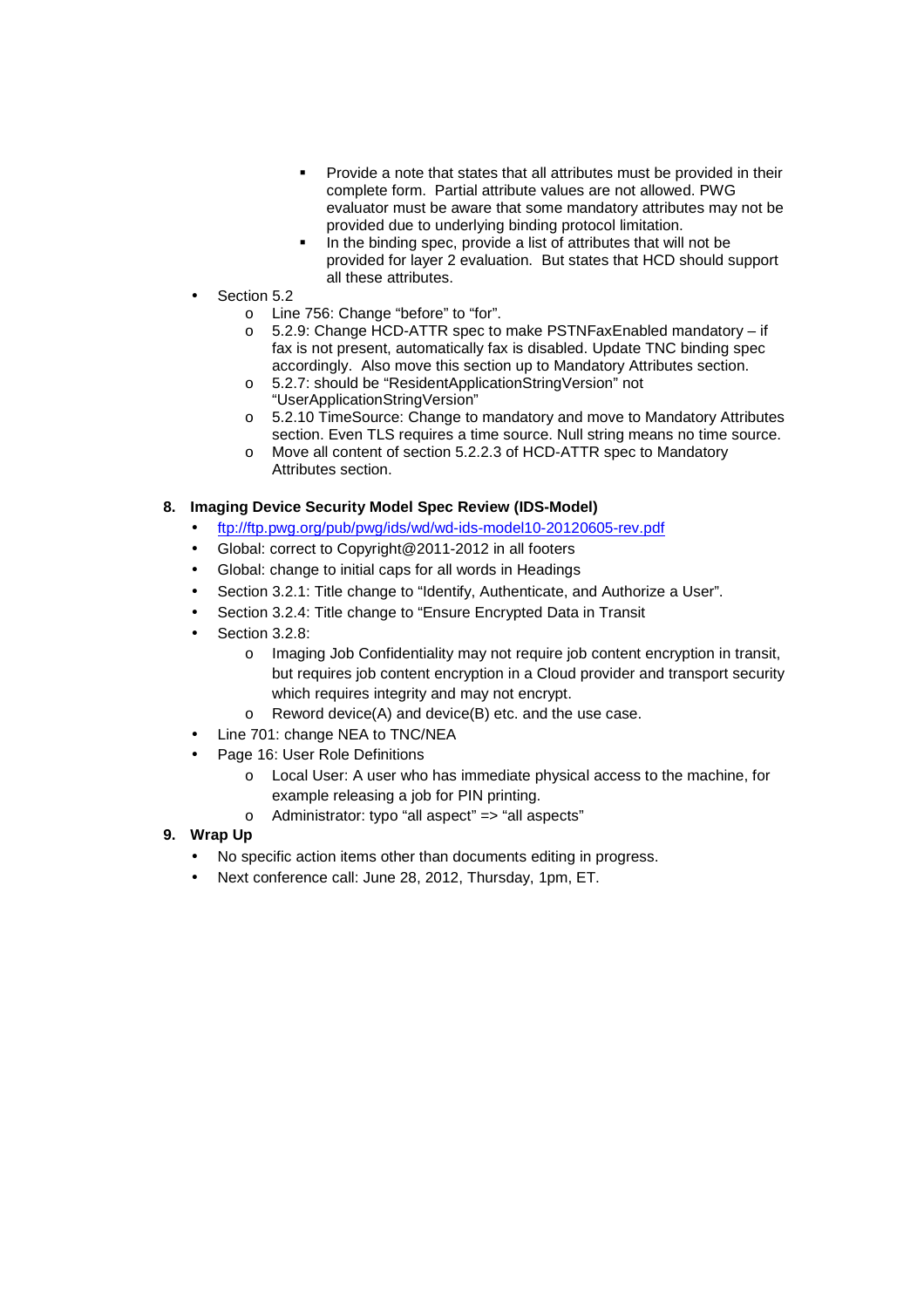- Provide a note that states that all attributes must be provided in their complete form. Partial attribute values are not allowed. PWG evaluator must be aware that some mandatory attributes may not be provided due to underlying binding protocol limitation.
        - In the binding spec, provide a list of attributes that will not be provided for layer 2 evaluation. But states that HCD should support all these attributes.
- Section 5.2
    - Line 756: Change "before" to "for".
    - 5.2.9: Change HCD-ATTR spec to make PSTNFaxEnabled mandatory – if fax is not present, automatically fax is disabled. Update TNC binding spec accordingly. Also move this section up to Mandatory Attributes section.
    - 5.2.7: should be "ResidentApplicationStringVersion" not "UserApplicationStringVersion"
    - 5.2.10 TimeSource: Change to mandatory and move to Mandatory Attributes section. Even TLS requires a time source. Null string means no time source.
    - Move all content of section 5.2.2.3 of HCD-ATTR spec to Mandatory Attributes section.

**8. Imaging Device Security Model Spec Review (IDS-Model)**

- [ftp://ftp.pwg.org/pub/pwg/ids/wd/wd-ids-model10-20120605-rev.pdf](ftp://ftp.pwg.org/pub/pwg/ids/wd/wd-ids-model10-20120605-rev.pdf)
- Global: correct to Copyright@2011-2012 in all footers
- Global: change to initial caps for all words in Headings
- Section 3.2.1: Title change to "Identify, Authenticate, and Authorize a User".
- Section 3.2.4: Title change to "Ensure Encrypted Data in Transit
- Section 3.2.8:
    - Imaging Job Confidentiality may not require job content encryption in transit, but requires job content encryption in a Cloud provider and transport security which requires integrity and may not encrypt.
    - Reword device(A) and device(B) etc. and the use case.
- Line 701: change NEA to TNC/NEA
- Page 16: User Role Definitions
    - Local User: A user who has immediate physical access to the machine, for example releasing a job for PIN printing.
    - Administrator: typo "all aspect" => "all aspects"

**9. Wrap Up**

- No specific action items other than documents editing in progress.
- Next conference call: June 28, 2012, Thursday, 1pm, ET.